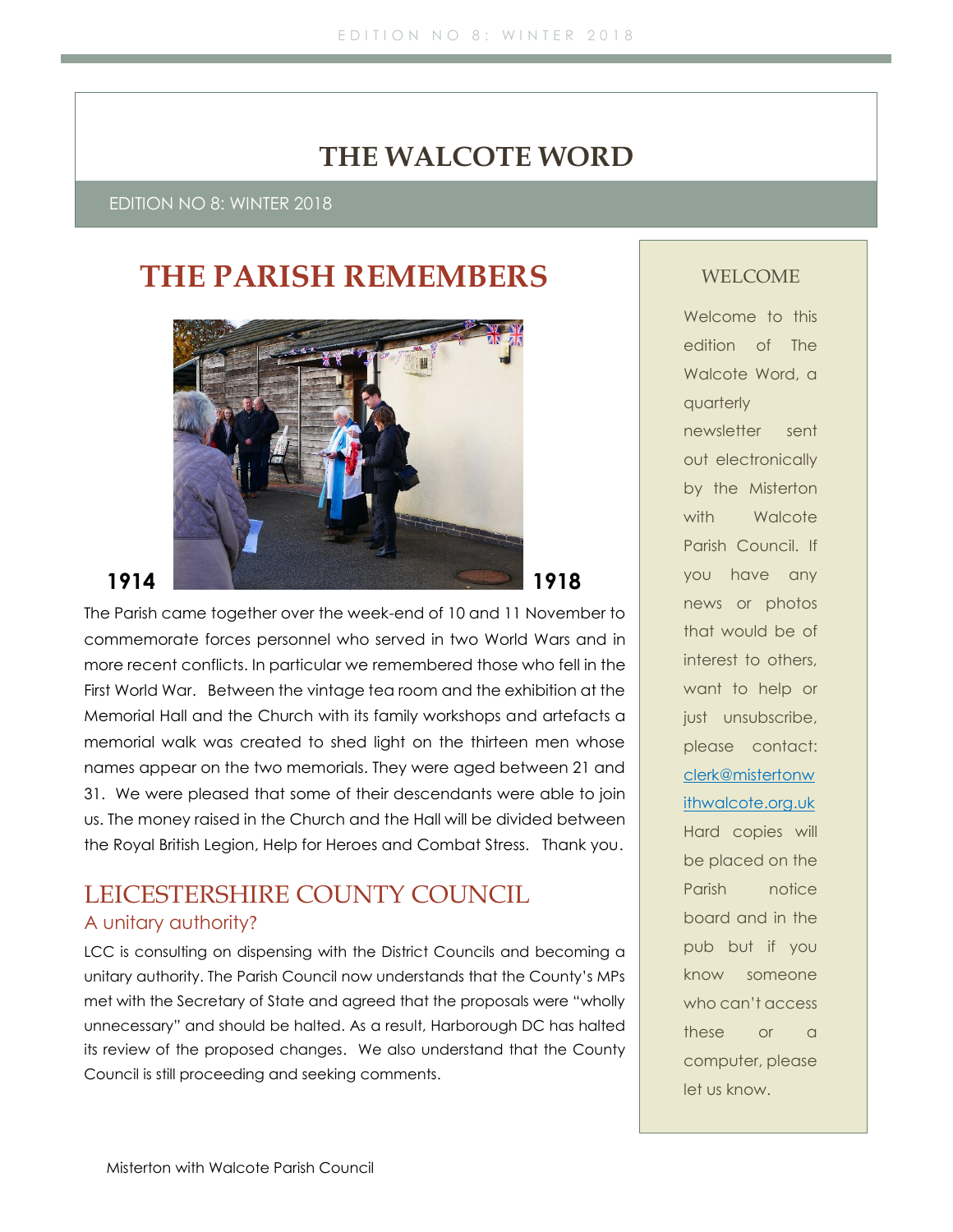# THE WALCOTE WORD

EDITION NO 8: WINTER 2018

## THE PARISH REMEMBERS

**1914** **1918**

The Parish came together over the week-end of 10 and 11 November to commemorate forces personnel who served in two World Wars and in more recent conflicts. In particular we remembered those who fell in the First World War. Between the vintage tea room and the exhibition at the Memorial Hall and the Church with its family workshops and artefacts a memorial walk was created to shed light on the thirteen men whose names appear on the two memorials. They were aged between 21 and 31. We were pleased that some of their descendants were able to join us. The money raised in the Church and the Hall will be divided between the Royal British Legion, Help for Heroes and Combat Stress. Thank you.

## LEICESTERSHIRE COUNTY COUNCIL

### A unitary authority?

LCC is consulting on dispensing with the District Councils and becoming a unitary authority. The Parish Council now understands that the County's MPs met with the Secretary of State and agreed that the proposals were "wholly unnecessary" and should be halted. As a result, Harborough DC has halted its review of the proposed changes. We also understand that the County Council is still proceeding and seeking comments.

### WELCOME

Welcome to this edition of The Walcote Word, a quarterly newsletter sent out electronically by the Misterton with Walcote Parish Council. If you have any news or photos that would be of interest to others, want to help or just unsubscribe, please contact: clerk@mistertonwithwalcote.org.uk Hard copies will be placed on the Parish notice board and in the pub but if you know someone who can't access these or a computer, please let us know.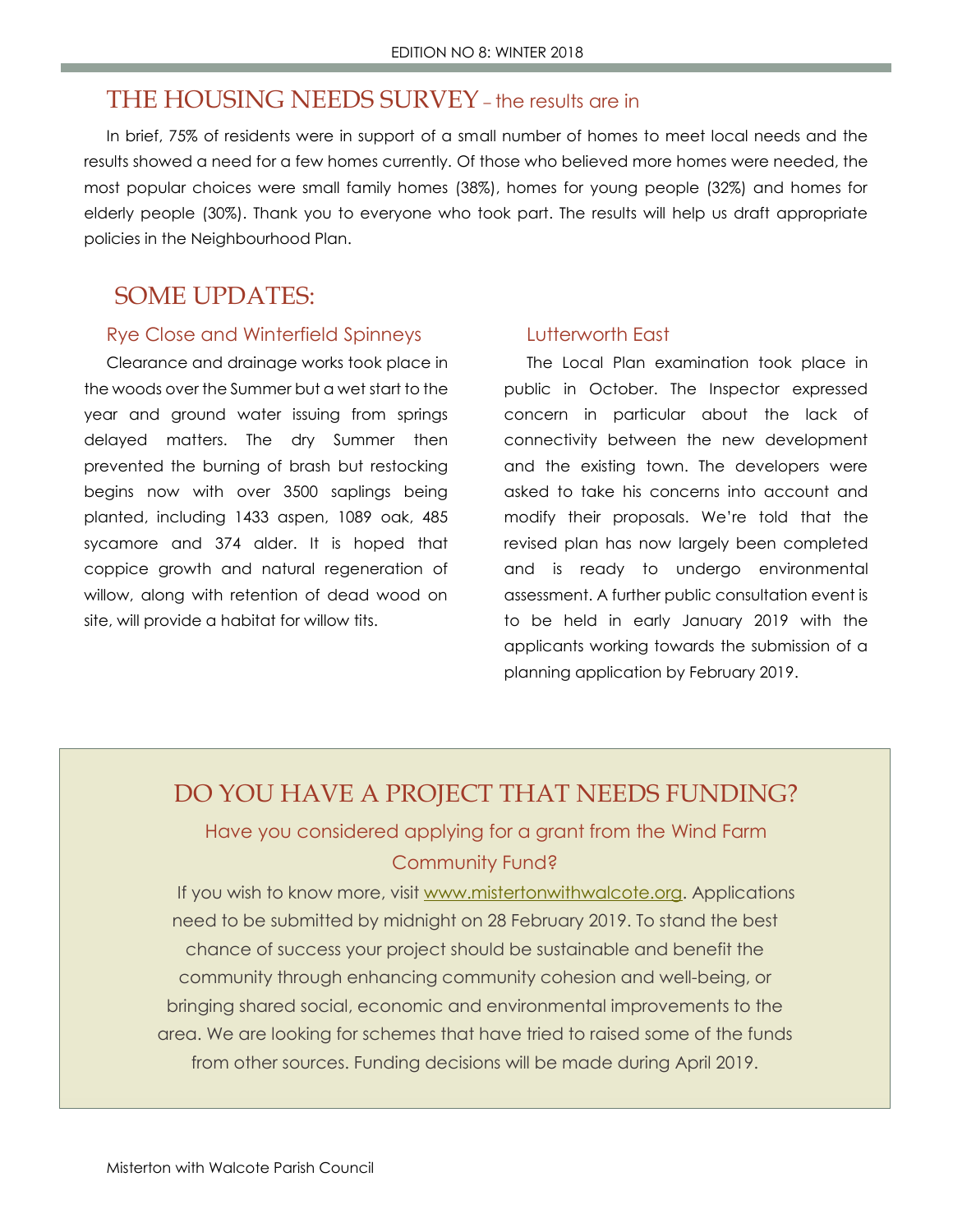## THE HOUSING NEEDS SURVEY – the results are in

In brief, 75% of residents were in support of a small number of homes to meet local needs and the results showed a need for a few homes currently. Of those who believed more homes were needed, the most popular choices were small family homes (38%), homes for young people (32%) and homes for elderly people (30%). Thank you to everyone who took part. The results will help us draft appropriate policies in the Neighbourhood Plan.

## SOME UPDATES:

### Rye Close and Winterfield Spinneys

Clearance and drainage works took place in the woods over the Summer but a wet start to the year and ground water issuing from springs delayed matters. The dry Summer then prevented the burning of brash but restocking begins now with over 3500 saplings being planted, including 1433 aspen, 1089 oak, 485 sycamore and 374 alder. It is hoped that coppice growth and natural regeneration of willow, along with retention of dead wood on site, will provide a habitat for willow tits.

### Lutterworth East

The Local Plan examination took place in public in October. The Inspector expressed concern in particular about the lack of connectivity between the new development and the existing town. The developers were asked to take his concerns into account and modify their proposals. We're told that the revised plan has now largely been completed and is ready to undergo environmental assessment. A further public consultation event is to be held in early January 2019 with the applicants working towards the submission of a planning application by February 2019.

## DO YOU HAVE A PROJECT THAT NEEDS FUNDING?

### Have you considered applying for a grant from the Wind Farm Community Fund?

If you wish to know more, visit www.mistertonwithwalcote.org. Applications need to be submitted by midnight on 28 February 2019. To stand the best chance of success your project should be sustainable and benefit the community through enhancing community cohesion and well-being, or bringing shared social, economic and environmental improvements to the area. We are looking for schemes that have tried to raised some of the funds from other sources. Funding decisions will be made during April 2019.